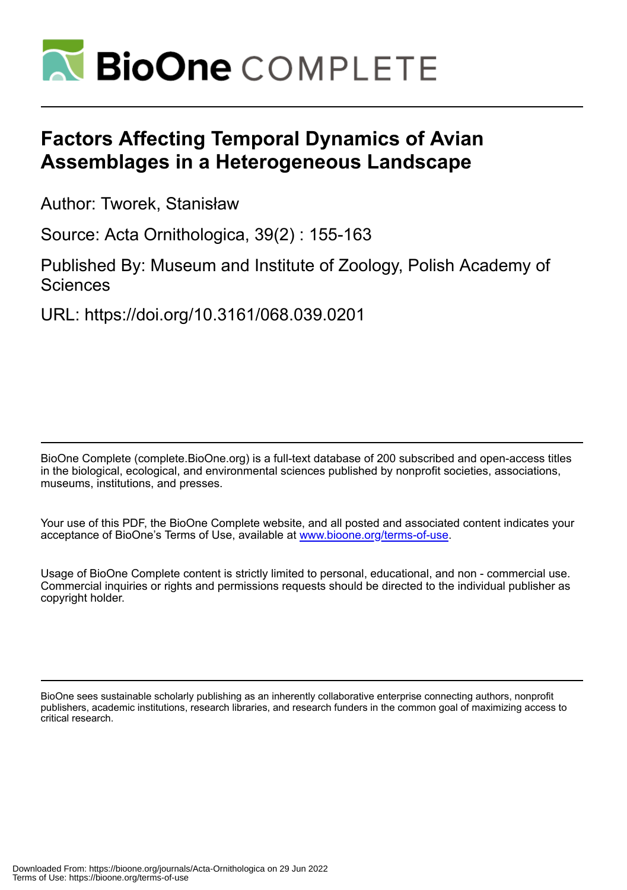# Factors Affecting Temporal Dynamics of Avian Assemblages in a Heterogeneous Landscape

Author: Tworek, Stanisław

Source: Acta Ornithologica, 39(2) : 155-163

Published By: Museum and Institute of Zoology, Polish Academy of Sciences

URL: https://doi.org/10.3161/068.039.0201

BioOne Complete (complete.BioOne.org) is a full-text database of 200 subscribed and open-access titles in the biological, ecological, and environmental sciences published by nonprofit societies, associations, museums, institutions, and presses.

Your use of this PDF, the BioOne Complete website, and all posted and associated content indicates your acceptance of BioOne's Terms of Use, available at www.bioone.org/terms-of-use.

Usage of BioOne Complete content is strictly limited to personal, educational, and non - commercial use. Commercial inquiries or rights and permissions requests should be directed to the individual publisher as copyright holder.

BioOne sees sustainable scholarly publishing as an inherently collaborative enterprise connecting authors, nonprofit publishers, academic institutions, research libraries, and research funders in the common goal of maximizing access to critical research.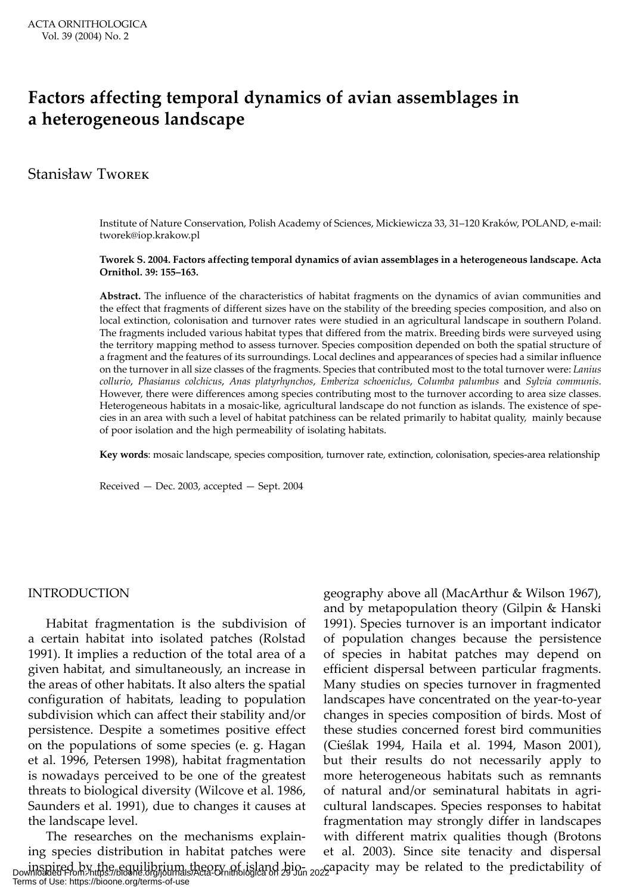# Factors affecting temporal dynamics of avian assemblages in a heterogeneous landscape

Stanisław Tworek

Institute of Nature Conservation, Polish Academy of Sciences, Mickiewicza 33, 31–120 Kraków, POLAND, e-mail: tworek@iop.krakow.pl

**Tworek S. 2004. Factors affecting temporal dynamics of avian assemblages in a heterogeneous landscape. Acta Ornithol. 39: 155–163.**

**Abstract.** The influence of the characteristics of habitat fragments on the dynamics of avian communities and the effect that fragments of different sizes have on the stability of the breeding species composition, and also on local extinction, colonisation and turnover rates were studied in an agricultural landscape in southern Poland. The fragments included various habitat types that differed from the matrix. Breeding birds were surveyed using the territory mapping method to assess turnover. Species composition depended on both the spatial structure of a fragment and the features of its surroundings. Local declines and appearances of species had a similar influence on the turnover in all size classes of the fragments. Species that contributed most to the total turnover were: *Lanius collurio*, *Phasianus colchicus*, *Anas platyrhynchos*, *Emberiza schoeniclus*, *Columba palumbus* and *Sylvia communis*. However, there were differences among species contributing most to the turnover according to area size classes. Heterogeneous habitats in a mosaic-like, agricultural landscape do not function as islands. The existence of species in an area with such a level of habitat patchiness can be related primarily to habitat quality, mainly because of poor isolation and the high permeability of isolating habitats.

**Key words**: mosaic landscape, species composition, turnover rate, extinction, colonisation, species-area relationship

Received — Dec. 2003, accepted — Sept. 2004

## INTRODUCTION

Habitat fragmentation is the subdivision of a certain habitat into isolated patches (Rolstad 1991). It implies a reduction of the total area of a given habitat, and simultaneously, an increase in the areas of other habitats. It also alters the spatial configuration of habitats, leading to population subdivision which can affect their stability and/or persistence. Despite a sometimes positive effect on the populations of some species (e. g. Hagan et al. 1996, Petersen 1998), habitat fragmentation is nowadays perceived to be one of the greatest threats to biological diversity (Wilcove et al. 1986, Saunders et al. 1991), due to changes it causes at the landscape level.

The researches on the mechanisms explaining species distribution in habitat patches were inspired by the equilibrium theory of island biogeography above all (MacArthur & Wilson 1967), and by metapopulation theory (Gilpin & Hanski 1991). Species turnover is an important indicator of population changes because the persistence of species in habitat patches may depend on efficient dispersal between particular fragments. Many studies on species turnover in fragmented landscapes have concentrated on the year-to-year changes in species composition of birds. Most of these studies concerned forest bird communities (Cieślak 1994, Haila et al. 1994, Mason 2001), but their results do not necessarily apply to more heterogeneous habitats such as remnants of natural and/or seminatural habitats in agricultural landscapes. Species responses to habitat fragmentation may strongly differ in landscapes with different matrix qualities though (Brotons et al. 2003). Since site tenacity and dispersal capacity may be related to the predictability of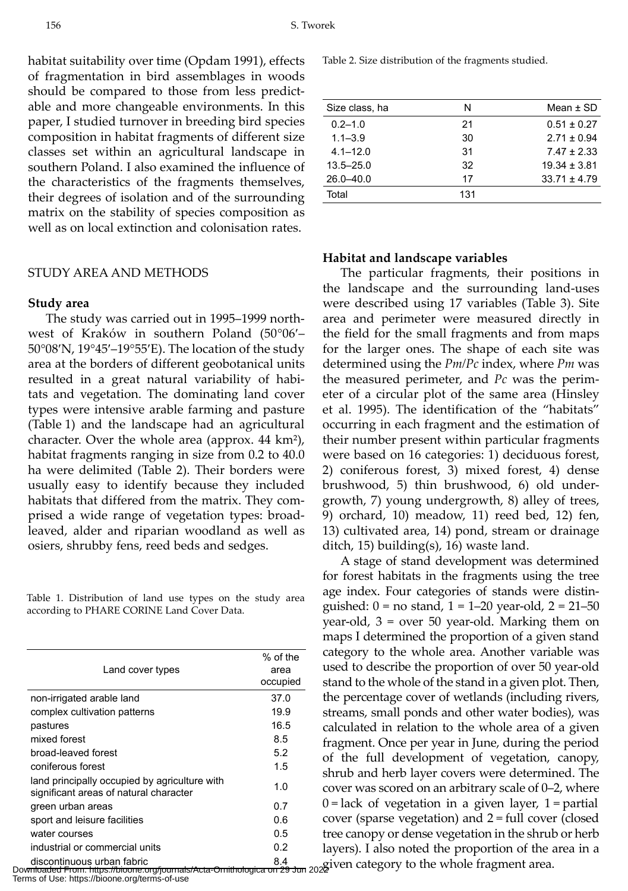habitat suitability over time (Opdam 1991), effects of fragmentation in bird assemblages in woods should be compared to those from less predictable and more changeable environments. In this paper, I studied turnover in breeding bird species composition in habitat fragments of different size classes set within an agricultural landscape in southern Poland. I also examined the influence of the characteristics of the fragments themselves, their degrees of isolation and of the surrounding matrix on the stability of species composition as well as on local extinction and colonisation rates.

## STUDY AREA AND METHODS

### Study area

The study was carried out in 1995–1999 northwest of Kraków in southern Poland (50°06′–50°08′N, 19°45′–19°55′E). The location of the study area at the borders of different geobotanical units resulted in a great natural variability of habitats and vegetation. The dominating land cover types were intensive arable farming and pasture (Table 1) and the landscape had an agricultural character. Over the whole area (approx. 44 km²), habitat fragments ranging in size from 0.2 to 40.0 ha were delimited (Table 2). Their borders were usually easy to identify because they included habitats that differed from the matrix. They comprised a wide range of vegetation types: broad-leaved, alder and riparian woodland as well as osiers, shrubby fens, reed beds and sedges.

Table 1. Distribution of land use types on the study area according to PHARE CORINE Land Cover Data.

| Land cover types | % of the area occupied |
|---|---|
| non-irrigated arable land | 37.0 |
| complex cultivation patterns | 19.9 |
| pastures | 16.5 |
| mixed forest | 8.5 |
| broad-leaved forest | 5.2 |
| coniferous forest | 1.5 |
| land principally occupied by agriculture with significant areas of natural character | 1.0 |
| green urban areas | 0.7 |
| sport and leisure facilities | 0.6 |
| water courses | 0.5 |
| industrial or commercial units | 0.2 |
| discontinuous urban fabric | 8.4 |

Table 2. Size distribution of the fragments studied.

| Size class, ha | N | Mean ± SD |
|---|---|---|
| 0.2–1.0 | 21 | 0.51 ± 0.27 |
| 1.1–3.9 | 30 | 2.71 ± 0.94 |
| 4.1–12.0 | 31 | 7.47 ± 2.33 |
| 13.5–25.0 | 32 | 19.34 ± 3.81 |
| 26.0–40.0 | 17 | 33.71 ± 4.79 |
| Total | 131 | |

### Habitat and landscape variables

The particular fragments, their positions in the landscape and the surrounding land-uses were described using 17 variables (Table 3). Site area and perimeter were measured directly in the field for the small fragments and from maps for the larger ones. The shape of each site was determined using the $Pm/Pc$ index, where $Pm$ was the measured perimeter, and $Pc$ was the perimeter of a circular plot of the same area (Hinsley et al. 1995). The identification of the "habitats" occurring in each fragment and the estimation of their number present within particular fragments were based on 16 categories: 1) deciduous forest, 2) coniferous forest, 3) mixed forest, 4) dense brushwood, 5) thin brushwood, 6) old undergrowth, 7) young undergrowth, 8) alley of trees, 9) orchard, 10) meadow, 11) reed bed, 12) fen, 13) cultivated area, 14) pond, stream or drainage ditch, 15) building(s), 16) waste land.

A stage of stand development was determined for forest habitats in the fragments using the tree age index. Four categories of stands were distinguished: 0 = no stand, 1 = 1–20 year-old, 2 = 21–50 year-old, 3 = over 50 year-old. Marking them on maps I determined the proportion of a given stand category to the whole area. Another variable was used to describe the proportion of over 50 year-old stand to the whole of the stand in a given plot. Then, the percentage cover of wetlands (including rivers, streams, small ponds and other water bodies), was calculated in relation to the whole area of a given fragment. Once per year in June, during the period of the full development of vegetation, canopy, shrub and herb layer covers were determined. The cover was scored on an arbitrary scale of 0–2, where 0 = lack of vegetation in a given layer, 1 = partial cover (sparse vegetation) and 2 = full cover (closed tree canopy or dense vegetation in the shrub or herb layers). I also noted the proportion of the area in a given category to the whole fragment area.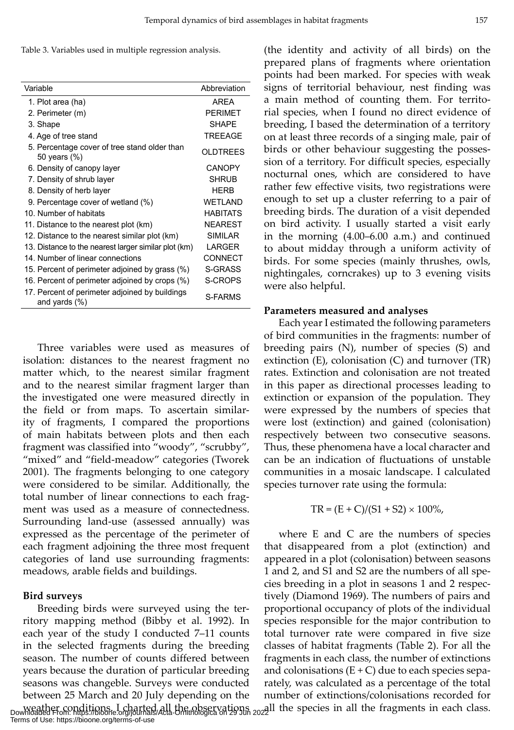Table 3. Variables used in multiple regression analysis.

| Variable | Abbreviation |
|---|---|
| 1. Plot area (ha) | AREA |
| 2. Perimeter (m) | PERIMET |
| 3. Shape | SHAPE |
| 4. Age of tree stand | TREEAGE |
| 5. Percentage cover of tree stand older than 50 years (%) | OLDTREES |
| 6. Density of canopy layer | CANOPY |
| 7. Density of shrub layer | SHRUB |
| 8. Density of herb layer | HERB |
| 9. Percentage cover of wetland (%) | WETLAND |
| 10. Number of habitats | HABITATS |
| 11. Distance to the nearest plot (km) | NEAREST |
| 12. Distance to the nearest similar plot (km) | SIMILAR |
| 13. Distance to the nearest larger similar plot (km) | LARGER |
| 14. Number of linear connections | CONNECT |
| 15. Percent of perimeter adjoined by grass (%) | S-GRASS |
| 16. Percent of perimeter adjoined by crops (%) | S-CROPS |
| 17. Percent of perimeter adjoined by buildings and yards (%) | S-FARMS |

Three variables were used as measures of isolation: distances to the nearest fragment no matter which, to the nearest similar fragment and to the nearest similar fragment larger than the investigated one were measured directly in the field or from maps. To ascertain similarity of fragments, I compared the proportions of main habitats between plots and then each fragment was classified into "woody", "scrubby", "mixed" and "field-meadow" categories (Tworek 2001). The fragments belonging to one category were considered to be similar. Additionally, the total number of linear connections to each fragment was used as a measure of connectedness. Surrounding land-use (assessed annually) was expressed as the percentage of the perimeter of each fragment adjoining the three most frequent categories of land use surrounding fragments: meadows, arable fields and buildings.

**Bird surveys**

Breeding birds were surveyed using the territory mapping method (Bibby et al. 1992). In each year of the study I conducted 7–11 counts in the selected fragments during the breeding season. The number of counts differed between years because the duration of particular breeding seasons was changeble. Surveys were conducted between 25 March and 20 July depending on the weather conditions. I charted all the observations (the identity and activity of all birds) on the prepared plans of fragments where orientation points had been marked. For species with weak signs of territorial behaviour, nest finding was a main method of counting them. For territorial species, when I found no direct evidence of breeding, I based the determination of a territory on at least three records of a singing male, pair of birds or other behaviour suggesting the possession of a territory. For difficult species, especially nocturnal ones, which are considered to have rather few effective visits, two registrations were enough to set up a cluster referring to a pair of breeding birds. The duration of a visit depended on bird activity. I usually started a visit early in the morning (4.00–6.00 a.m.) and continued to about midday through a uniform activity of birds. For some species (mainly thrushes, owls, nightingales, corncrakes) up to 3 evening visits were also helpful.

**Parameters measured and analyses**

Each year I estimated the following parameters of bird communities in the fragments: number of breeding pairs (N), number of species (S) and extinction (E), colonisation (C) and turnover (TR) rates. Extinction and colonisation are not treated in this paper as directional processes leading to extinction or expansion of the population. They were expressed by the numbers of species that were lost (extinction) and gained (colonisation) respectively between two consecutive seasons. Thus, these phenomena have a local character and can be an indication of fluctuations of unstable communities in a mosaic landscape. I calculated species turnover rate using the formula:

$$TR = (E + C)/(S1 + S2) \times 100\%,$$

where E and C are the numbers of species that disappeared from a plot (extinction) and appeared in a plot (colonisation) between seasons 1 and 2, and S1 and S2 are the numbers of all species breeding in a plot in seasons 1 and 2 respectively (Diamond 1969). The numbers of pairs and proportional occupancy of plots of the individual species responsible for the major contribution to total turnover rate were compared in five size classes of habitat fragments (Table 2). For all the fragments in each class, the number of extinctions and colonisations (E + C) due to each species separately, was calculated as a percentage of the total number of extinctions/colonisations recorded for all the species in all the fragments in each class.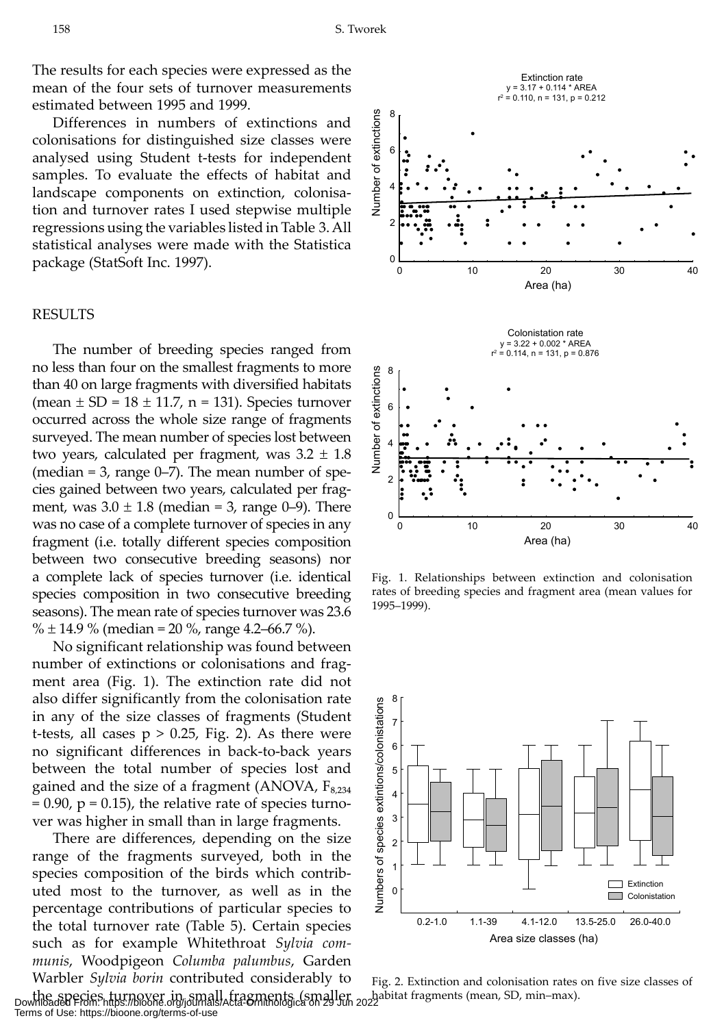The results for each species were expressed as the mean of the four sets of turnover measurements estimated between 1995 and 1999.

Differences in numbers of extinctions and colonisations for distinguished size classes were analysed using Student t-tests for independent samples. To evaluate the effects of habitat and landscape components on extinction, colonisation and turnover rates I used stepwise multiple regressions using the variables listed in Table 3. All statistical analyses were made with the Statistica package (StatSoft Inc. 1997).

## RESULTS

The number of breeding species ranged from no less than four on the smallest fragments to more than 40 on large fragments with diversified habitats (mean ± SD = 18 ± 11.7, n = 131). Species turnover occurred across the whole size range of fragments surveyed. The mean number of species lost between two years, calculated per fragment, was 3.2 ± 1.8 (median = 3, range 0–7). The mean number of species gained between two years, calculated per fragment, was 3.0 ± 1.8 (median = 3, range 0–9). There was no case of a complete turnover of species in any fragment (i.e. totally different species composition between two consecutive breeding seasons) nor a complete lack of species turnover (i.e. identical species composition in two consecutive breeding seasons). The mean rate of species turnover was 23.6 % ± 14.9 % (median = 20 %, range 4.2–66.7 %).

No significant relationship was found between number of extinctions or colonisations and fragment area (Fig. 1). The extinction rate did not also differ significantly from the colonisation rate in any of the size classes of fragments (Student t-tests, all cases $p > 0.25$, Fig. 2). As there were no significant differences in back-to-back years between the total number of species lost and gained and the size of a fragment (ANOVA, $F_{8,234} = 0.90$, $p = 0.15$), the relative rate of species turnover was higher in small than in large fragments.

There are differences, depending on the size range of the fragments surveyed, both in the species composition of the birds which contributed most to the turnover, as well as in the percentage contributions of particular species to the total turnover rate (Table 5). Certain species such as for example Whitethroat *Sylvia communis*, Woodpigeon *Columba palumbus*, Garden Warbler *Sylvia borin* contributed considerably to the species turnover in small fragments (smaller

Extinction rate
$y = 3.17 + 0.114 * AREA$
$r^2 = 0.110$, n = 131, p = 0.212

Colonistation rate
$y = 3.22 + 0.002 * AREA$
$r^2 = 0.114$, n = 131, p = 0.876

Fig. 1. Relationships between extinction and colonisation rates of breeding species and fragment area (mean values for 1995–1999).

Fig. 2. Extinction and colonisation rates on five size classes of habitat fragments (mean, SD, min–max).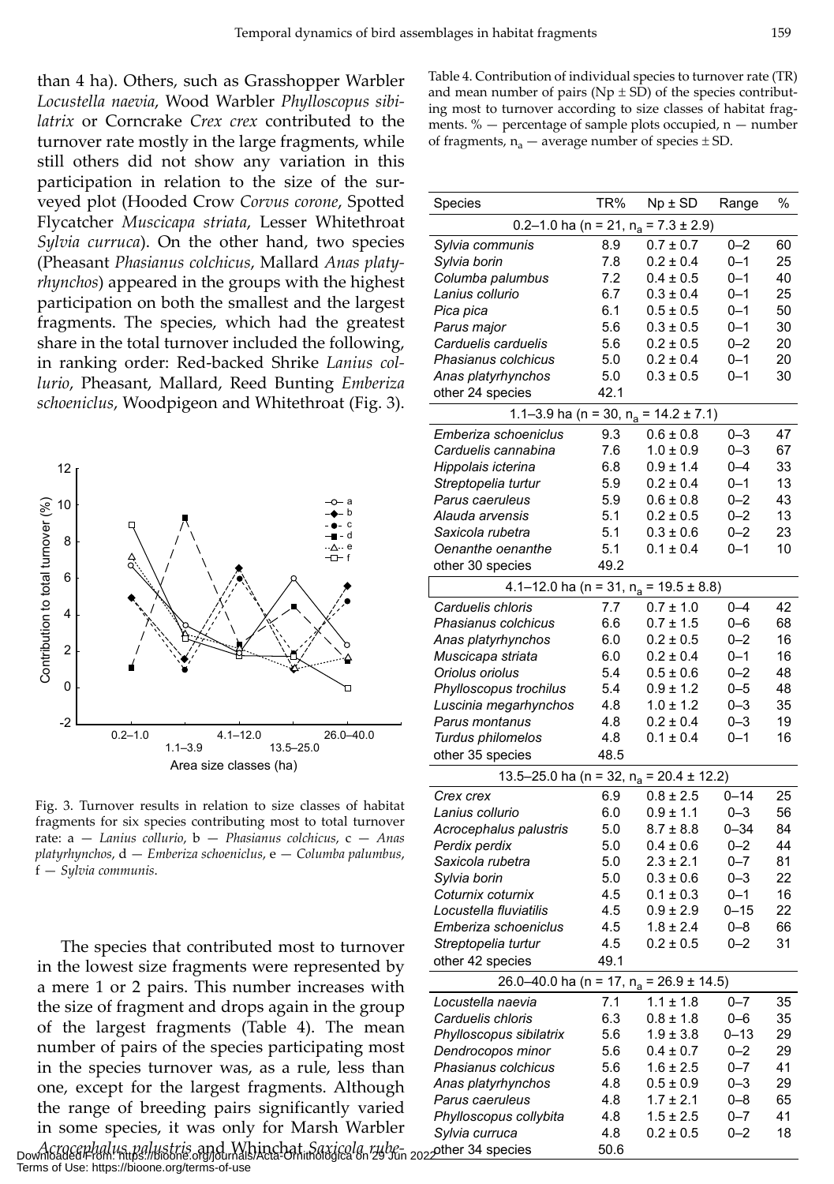than 4 ha). Others, such as Grasshopper Warbler *Locustella naevia*, Wood Warbler *Phylloscopus sibilatrix* or Corncrake *Crex crex* contributed to the turnover rate mostly in the large fragments, while still others did not show any variation in this participation in relation to the size of the surveyed plot (Hooded Crow *Corvus corone*, Spotted Flycatcher *Muscicapa striata*, Lesser Whitethroat *Sylvia curruca*). On the other hand, two species (Pheasant *Phasianus colchicus*, Mallard *Anas platyrhynchos*) appeared in the groups with the highest participation on both the smallest and the largest fragments. The species, which had the greatest share in the total turnover included the following, in ranking order: Red-backed Shrike *Lanius collurio*, Pheasant, Mallard, Reed Bunting *Emberiza schoeniclus*, Woodpigeon and Whitethroat (Fig. 3).

Fig. 3. Turnover results in relation to size classes of habitat fragments for six species contributing most to total turnover rate: a — *Lanius collurio*, b — *Phasianus colchicus*, c — *Anas platyrhynchos*, d — *Emberiza schoeniclus*, e — *Columba palumbus*, f — *Sylvia communis*.

The species that contributed most to turnover in the lowest size fragments were represented by a mere 1 or 2 pairs. This number increases with the size of fragment and drops again in the group of the largest fragments (Table 4). The mean number of pairs of the species participating most in the species turnover was, as a rule, less than one, except for the largest fragments. Although the range of breeding pairs significantly varied in some species, it was only for Marsh Warbler *Acrocephalus palustris* and Whinchat *Saxicola rube-*

Table 4. Contribution of individual species to turnover rate (TR) and mean number of pairs (Np ± SD) of the species contributing most to turnover according to size classes of habitat fragments. % — percentage of sample plots occupied, n — number of fragments, $n_a$ — average number of species ± SD.

| Species | TR% | Np ± SD | Range | % |
|---|---|---|---|---|
| 0.2–1.0 ha (n = 21, $n_a$ = 7.3 ± 2.9) | | | | |
| *Sylvia communis* | 8.9 | 0.7 ± 0.7 | 0–2 | 60 |
| *Sylvia borin* | 7.8 | 0.2 ± 0.4 | 0–1 | 25 |
| *Columba palumbus* | 7.2 | 0.4 ± 0.5 | 0–1 | 40 |
| *Lanius collurio* | 6.7 | 0.3 ± 0.4 | 0–1 | 25 |
| *Pica pica* | 6.1 | 0.5 ± 0.5 | 0–1 | 50 |
| *Parus major* | 5.6 | 0.3 ± 0.5 | 0–1 | 30 |
| *Carduelis carduelis* | 5.6 | 0.2 ± 0.5 | 0–2 | 20 |
| *Phasianus colchicus* | 5.0 | 0.2 ± 0.4 | 0–1 | 20 |
| *Anas platyrhynchos* | 5.0 | 0.3 ± 0.5 | 0–1 | 30 |
| other 24 species | 42.1 | | | |
| 1.1–3.9 ha (n = 30, $n_a$ = 14.2 ± 7.1) | | | | |
| *Emberiza schoeniclus* | 9.3 | 0.6 ± 0.8 | 0–3 | 47 |
| *Carduelis cannabina* | 7.6 | 1.0 ± 0.9 | 0–3 | 67 |
| *Hippolais icterina* | 6.8 | 0.9 ± 1.4 | 0–4 | 33 |
| *Streptopelia turtur* | 5.9 | 0.2 ± 0.4 | 0–1 | 13 |
| *Parus caeruleus* | 5.9 | 0.6 ± 0.8 | 0–2 | 43 |
| *Alauda arvensis* | 5.1 | 0.2 ± 0.5 | 0–2 | 13 |
| *Saxicola rubetra* | 5.1 | 0.3 ± 0.6 | 0–2 | 23 |
| *Oenanthe oenanthe* | 5.1 | 0.1 ± 0.4 | 0–1 | 10 |
| other 30 species | 49.2 | | | |
| 4.1–12.0 ha (n = 31, $n_a$ = 19.5 ± 8.8) | | | | |
| *Carduelis chloris* | 7.7 | 0.7 ± 1.0 | 0–4 | 42 |
| *Phasianus colchicus* | 6.6 | 0.7 ± 1.5 | 0–6 | 68 |
| *Anas platyrhynchos* | 6.0 | 0.2 ± 0.5 | 0–2 | 16 |
| *Muscicapa striata* | 6.0 | 0.2 ± 0.4 | 0–1 | 16 |
| *Oriolus oriolus* | 5.4 | 0.5 ± 0.6 | 0–2 | 48 |
| *Phylloscopus trochilus* | 5.4 | 0.9 ± 1.2 | 0–5 | 48 |
| *Luscinia megarhynchos* | 4.8 | 1.0 ± 1.2 | 0–3 | 35 |
| *Parus montanus* | 4.8 | 0.2 ± 0.4 | 0–3 | 19 |
| *Turdus philomelos* | 4.8 | 0.1 ± 0.4 | 0–1 | 16 |
| other 35 species | 48.5 | | | |
| 13.5–25.0 ha (n = 32, $n_a$ = 20.4 ± 12.2) | | | | |
| *Crex crex* | 6.9 | 0.8 ± 2.5 | 0–14 | 25 |
| *Lanius collurio* | 6.0 | 0.9 ± 1.1 | 0–3 | 56 |
| *Acrocephalus palustris* | 5.0 | 8.7 ± 8.8 | 0–34 | 84 |
| *Perdix perdix* | 5.0 | 0.4 ± 0.6 | 0–2 | 44 |
| *Saxicola rubetra* | 5.0 | 2.3 ± 2.1 | 0–7 | 81 |
| *Sylvia borin* | 5.0 | 0.3 ± 0.6 | 0–3 | 22 |
| *Coturnix coturnix* | 4.5 | 0.1 ± 0.3 | 0–1 | 16 |
| *Locustella fluviatilis* | 4.5 | 0.9 ± 2.9 | 0–15 | 22 |
| *Emberiza schoeniclus* | 4.5 | 1.8 ± 2.4 | 0–8 | 66 |
| *Streptopelia turtur* | 4.5 | 0.2 ± 0.5 | 0–2 | 31 |
| other 42 species | 49.1 | | | |
| 26.0–40.0 ha (n = 17, $n_a$ = 26.9 ± 14.5) | | | | |
| *Locustella naevia* | 7.1 | 1.1 ± 1.8 | 0–7 | 35 |
| *Carduelis chloris* | 6.3 | 0.8 ± 1.8 | 0–6 | 35 |
| *Phylloscopus sibilatrix* | 5.6 | 1.9 ± 3.8 | 0–13 | 29 |
| *Dendrocopos minor* | 5.6 | 0.4 ± 0.7 | 0–2 | 29 |
| *Phasianus colchicus* | 5.6 | 1.6 ± 2.5 | 0–7 | 41 |
| *Anas platyrhynchos* | 4.8 | 0.5 ± 0.9 | 0–3 | 29 |
| *Parus caeruleus* | 4.8 | 1.7 ± 2.1 | 0–8 | 65 |
| *Phylloscopus collybita* | 4.8 | 1.5 ± 2.5 | 0–7 | 41 |
| *Sylvia curruca* | 4.8 | 0.2 ± 0.5 | 0–2 | 18 |
| other 34 species | 50.6 | | | |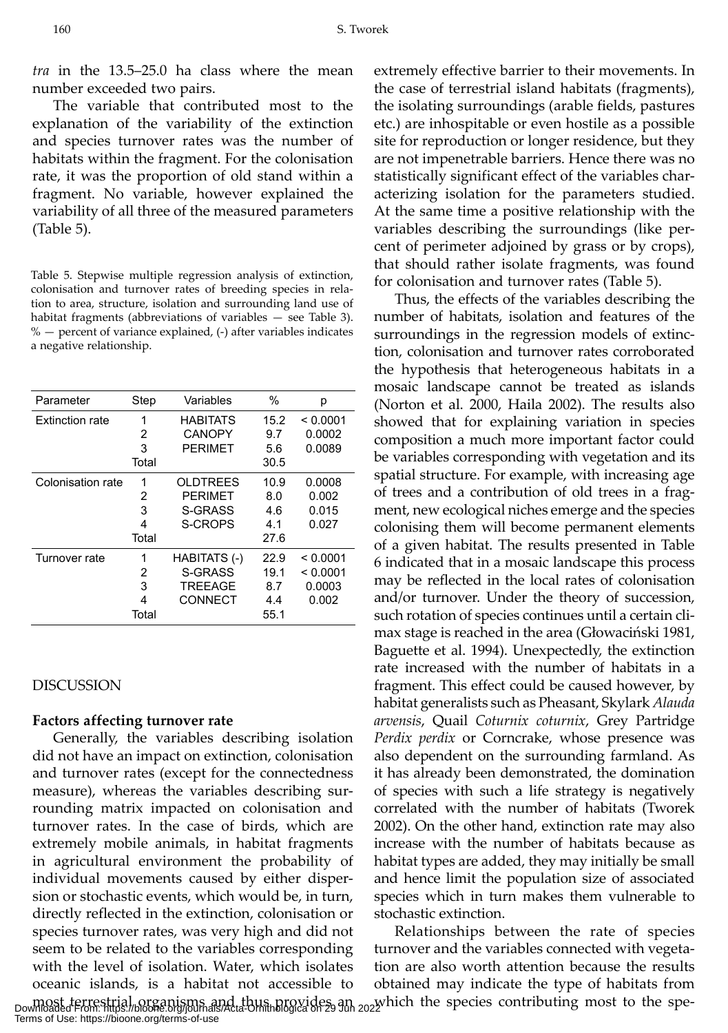*tra* in the 13.5–25.0 ha class where the mean number exceeded two pairs.

The variable that contributed most to the explanation of the variability of the extinction and species turnover rates was the number of habitats within the fragment. For the colonisation rate, it was the proportion of old stand within a fragment. No variable, however explained the variability of all three of the measured parameters (Table 5).

Table 5. Stepwise multiple regression analysis of extinction, colonisation and turnover rates of breeding species in relation to area, structure, isolation and surrounding land use of habitat fragments (abbreviations of variables — see Table 3). % — percent of variance explained, (-) after variables indicates a negative relationship.

| Parameter | Step | Variables | % | p |
|---|---|---|---|---|
| Extinction rate | 1 | HABITATS | 15.2 | < 0.0001 |
| | 2 | CANOPY | 9.7 | 0.0002 |
| | 3 | PERIMET | 5.6 | 0.0089 |
| | Total | | 30.5 | |
| Colonisation rate | 1 | OLDTREES | 10.9 | 0.0008 |
| | 2 | PERIMET | 8.0 | 0.002 |
| | 3 | S-GRASS | 4.6 | 0.015 |
| | 4 | S-CROPS | 4.1 | 0.027 |
| | Total | | 27.6 | |
| Turnover rate | 1 | HABITATS (-) | 22.9 | < 0.0001 |
| | 2 | S-GRASS | 19.1 | < 0.0001 |
| | 3 | TREEAGE | 8.7 | 0.0003 |
| | 4 | CONNECT | 4.4 | 0.002 |
| | Total | | 55.1 | |

## DISCUSSION

### Factors affecting turnover rate

Generally, the variables describing isolation did not have an impact on extinction, colonisation and turnover rates (except for the connectedness measure), whereas the variables describing surrounding matrix impacted on colonisation and turnover rates. In the case of birds, which are extremely mobile animals, in habitat fragments in agricultural environment the probability of individual movements caused by either dispersion or stochastic events, which would be, in turn, directly reflected in the extinction, colonisation or species turnover rates, was very high and did not seem to be related to the variables corresponding with the level of isolation. Water, which isolates oceanic islands, is a habitat not accessible to most terrestrial organisms and thus provides an extremely effective barrier to their movements. In the case of terrestrial island habitats (fragments), the isolating surroundings (arable fields, pastures etc.) are inhospitable or even hostile as a possible site for reproduction or longer residence, but they are not impenetrable barriers. Hence there was no statistically significant effect of the variables characterizing isolation for the parameters studied. At the same time a positive relationship with the variables describing the surroundings (like percent of perimeter adjoined by grass or by crops), that should rather isolate fragments, was found for colonisation and turnover rates (Table 5).

Thus, the effects of the variables describing the number of habitats, isolation and features of the surroundings in the regression models of extinction, colonisation and turnover rates corroborated the hypothesis that heterogeneous habitats in a mosaic landscape cannot be treated as islands (Norton et al. 2000, Haila 2002). The results also showed that for explaining variation in species composition a much more important factor could be variables corresponding with vegetation and its spatial structure. For example, with increasing age of trees and a contribution of old trees in a fragment, new ecological niches emerge and the species colonising them will become permanent elements of a given habitat. The results presented in Table 6 indicated that in a mosaic landscape this process may be reflected in the local rates of colonisation and/or turnover. Under the theory of succession, such rotation of species continues until a certain climax stage is reached in the area (Głowaciński 1981, Baguette et al. 1994). Unexpectedly, the extinction rate increased with the number of habitats in a fragment. This effect could be caused however, by habitat generalists such as Pheasant, Skylark *Alauda arvensis*, Quail *Coturnix coturnix*, Grey Partridge *Perdix perdix* or Corncrake, whose presence was also dependent on the surrounding farmland. As it has already been demonstrated, the domination of species with such a life strategy is negatively correlated with the number of habitats (Tworek 2002). On the other hand, extinction rate may also increase with the number of habitats because as habitat types are added, they may initially be small and hence limit the population size of associated species which in turn makes them vulnerable to stochastic extinction.

Relationships between the rate of species turnover and the variables connected with vegetation are also worth attention because the results obtained may indicate the type of habitats from which the species contributing most to the spe-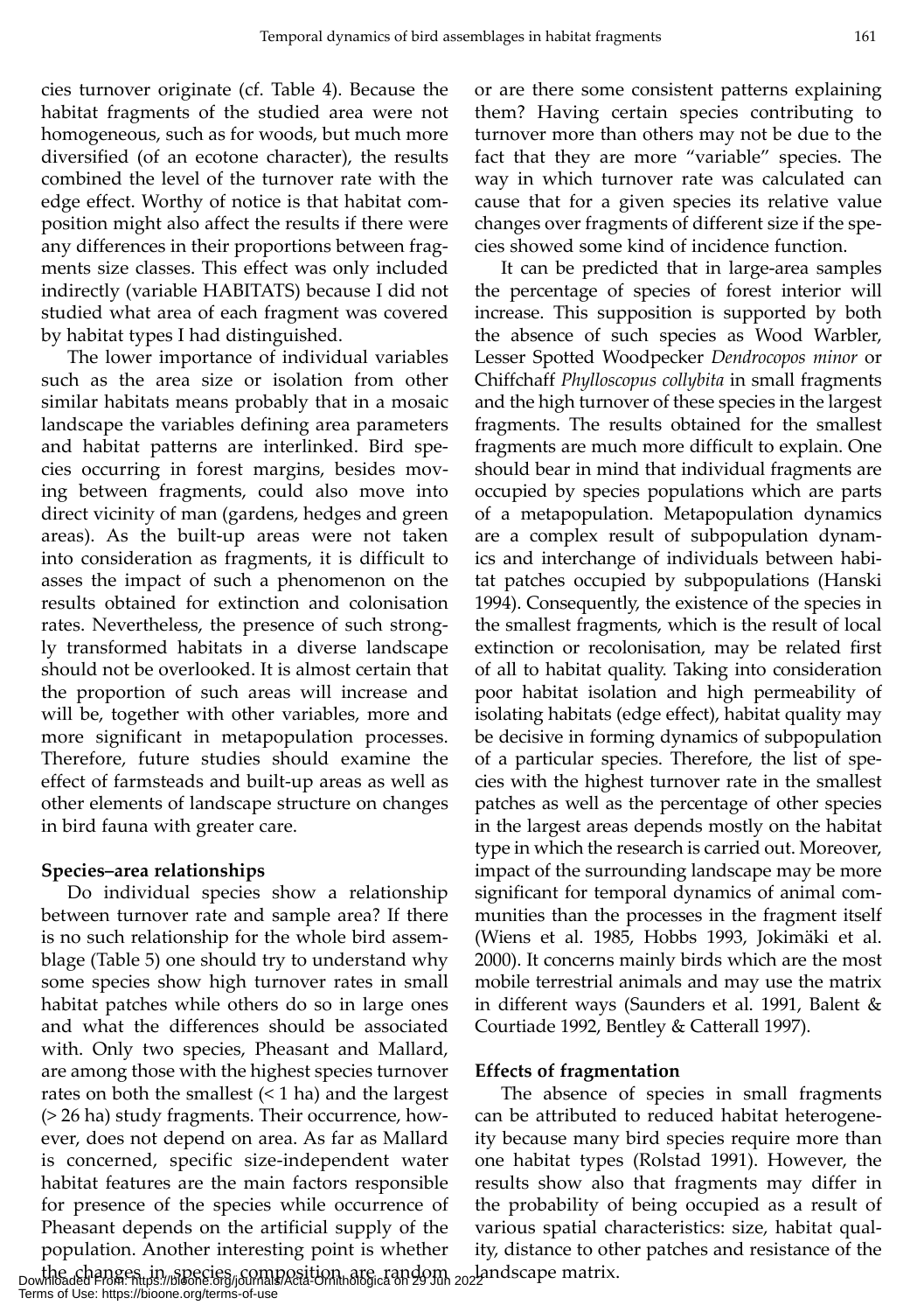cies turnover originate (cf. Table 4). Because the habitat fragments of the studied area were not homogeneous, such as for woods, but much more diversified (of an ecotone character), the results combined the level of the turnover rate with the edge effect. Worthy of notice is that habitat composition might also affect the results if there were any differences in their proportions between fragments size classes. This effect was only included indirectly (variable HABITATS) because I did not studied what area of each fragment was covered by habitat types I had distinguished.

The lower importance of individual variables such as the area size or isolation from other similar habitats means probably that in a mosaic landscape the variables defining area parameters and habitat patterns are interlinked. Bird species occurring in forest margins, besides moving between fragments, could also move into direct vicinity of man (gardens, hedges and green areas). As the built-up areas were not taken into consideration as fragments, it is difficult to asses the impact of such a phenomenon on the results obtained for extinction and colonisation rates. Nevertheless, the presence of such strongly transformed habitats in a diverse landscape should not be overlooked. It is almost certain that the proportion of such areas will increase and will be, together with other variables, more and more significant in metapopulation processes. Therefore, future studies should examine the effect of farmsteads and built-up areas as well as other elements of landscape structure on changes in bird fauna with greater care.

**Species–area relationships**

Do individual species show a relationship between turnover rate and sample area? If there is no such relationship for the whole bird assemblage (Table 5) one should try to understand why some species show high turnover rates in small habitat patches while others do so in large ones and what the differences should be associated with. Only two species, Pheasant and Mallard, are among those with the highest species turnover rates on both the smallest (< 1 ha) and the largest (> 26 ha) study fragments. Their occurrence, however, does not depend on area. As far as Mallard is concerned, specific size-independent water habitat features are the main factors responsible for presence of the species while occurrence of Pheasant depends on the artificial supply of the population. Another interesting point is whether the changes in species composition are random or are there some consistent patterns explaining them? Having certain species contributing to turnover more than others may not be due to the fact that they are more "variable" species. The way in which turnover rate was calculated can cause that for a given species its relative value changes over fragments of different size if the species showed some kind of incidence function.

It can be predicted that in large-area samples the percentage of species of forest interior will increase. This supposition is supported by both the absence of such species as Wood Warbler, Lesser Spotted Woodpecker *Dendrocopos minor* or Chiffchaff *Phylloscopus collybita* in small fragments and the high turnover of these species in the largest fragments. The results obtained for the smallest fragments are much more difficult to explain. One should bear in mind that individual fragments are occupied by species populations which are parts of a metapopulation. Metapopulation dynamics are a complex result of subpopulation dynamics and interchange of individuals between habitat patches occupied by subpopulations (Hanski 1994). Consequently, the existence of the species in the smallest fragments, which is the result of local extinction or recolonisation, may be related first of all to habitat quality. Taking into consideration poor habitat isolation and high permeability of isolating habitats (edge effect), habitat quality may be decisive in forming dynamics of subpopulation of a particular species. Therefore, the list of species with the highest turnover rate in the smallest patches as well as the percentage of other species in the largest areas depends mostly on the habitat type in which the research is carried out. Moreover, impact of the surrounding landscape may be more significant for temporal dynamics of animal communities than the processes in the fragment itself (Wiens et al. 1985, Hobbs 1993, Jokimäki et al. 2000). It concerns mainly birds which are the most mobile terrestrial animals and may use the matrix in different ways (Saunders et al. 1991, Balent & Courtiade 1992, Bentley & Catterall 1997).

**Effects of fragmentation**

The absence of species in small fragments can be attributed to reduced habitat heterogeneity because many bird species require more than one habitat types (Rolstad 1991). However, the results show also that fragments may differ in the probability of being occupied as a result of various spatial characteristics: size, habitat quality, distance to other patches and resistance of the landscape matrix.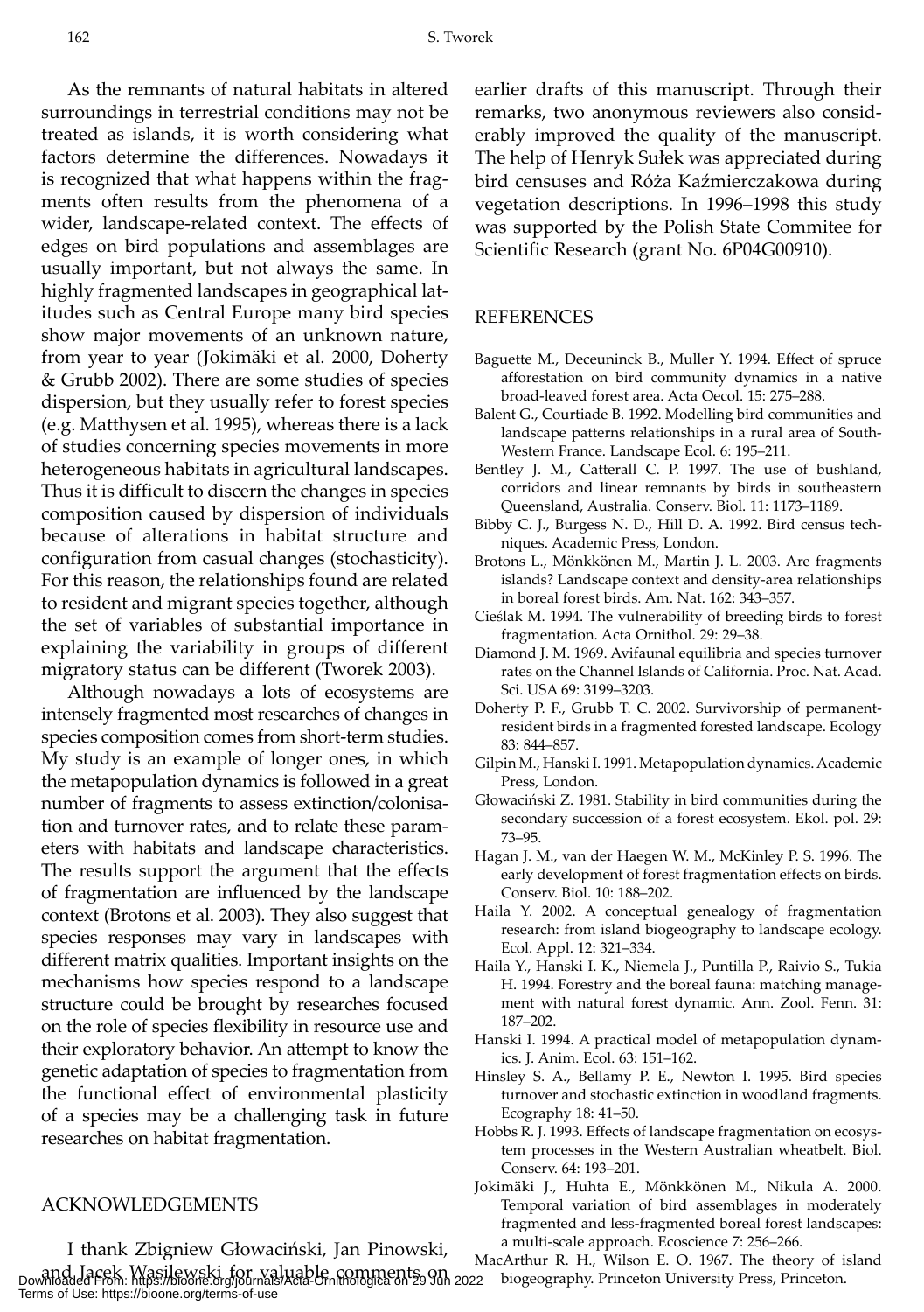As the remnants of natural habitats in altered surroundings in terrestrial conditions may not be treated as islands, it is worth considering what factors determine the differences. Nowadays it is recognized that what happens within the fragments often results from the phenomena of a wider, landscape-related context. The effects of edges on bird populations and assemblages are usually important, but not always the same. In highly fragmented landscapes in geographical latitudes such as Central Europe many bird species show major movements of an unknown nature, from year to year (Jokimäki et al. 2000, Doherty & Grubb 2002). There are some studies of species dispersion, but they usually refer to forest species (e.g. Matthysen et al. 1995), whereas there is a lack of studies concerning species movements in more heterogeneous habitats in agricultural landscapes. Thus it is difficult to discern the changes in species composition caused by dispersion of individuals because of alterations in habitat structure and configuration from casual changes (stochasticity). For this reason, the relationships found are related to resident and migrant species together, although the set of variables of substantial importance in explaining the variability in groups of different migratory status can be different (Tworek 2003).

Although nowadays a lots of ecosystems are intensely fragmented most researches of changes in species composition comes from short-term studies. My study is an example of longer ones, in which the metapopulation dynamics is followed in a great number of fragments to assess extinction/colonisation and turnover rates, and to relate these parameters with habitats and landscape characteristics. The results support the argument that the effects of fragmentation are influenced by the landscape context (Brotons et al. 2003). They also suggest that species responses may vary in landscapes with different matrix qualities. Important insights on the mechanisms how species respond to a landscape structure could be brought by researches focused on the role of species flexibility in resource use and their exploratory behavior. An attempt to know the genetic adaptation of species to fragmentation from the functional effect of environmental plasticity of a species may be a challenging task in future researches on habitat fragmentation.

## ACKNOWLEDGEMENTS

I thank Zbigniew Głowaciński, Jan Pinowski, and Jacek Wasilewski for valuable comments on earlier drafts of this manuscript. Through their remarks, two anonymous reviewers also considerably improved the quality of the manuscript. The help of Henryk Sułek was appreciated during bird censuses and Róża Kaźmierczakowa during vegetation descriptions. In 1996–1998 this study was supported by the Polish State Commitee for Scientific Research (grant No. 6P04G00910).

## REFERENCES

Baguette M., Deceuninck B., Muller Y. 1994. Effect of spruce afforestation on bird community dynamics in a native broad-leaved forest area. Acta Oecol. 15: 275–288.

Balent G., Courtiade B. 1992. Modelling bird communities and landscape patterns relationships in a rural area of South-Western France. Landscape Ecol. 6: 195–211.

Bentley J. M., Catterall C. P. 1997. The use of bushland, corridors and linear remnants by birds in southeastern Queensland, Australia. Conserv. Biol. 11: 1173–1189.

Bibby C. J., Burgess N. D., Hill D. A. 1992. Bird census techniques. Academic Press, London.

Brotons L., Mönkkönen M., Martin J. L. 2003. Are fragments islands? Landscape context and density-area relationships in boreal forest birds. Am. Nat. 162: 343–357.

Cieślak M. 1994. The vulnerability of breeding birds to forest fragmentation. Acta Ornithol. 29: 29–38.

Diamond J. M. 1969. Avifaunal equilibria and species turnover rates on the Channel Islands of California. Proc. Nat. Acad. Sci. USA 69: 3199–3203.

Doherty P. F., Grubb T. C. 2002. Survivorship of permanent-resident birds in a fragmented forested landscape. Ecology 83: 844–857.

Gilpin M., Hanski I. 1991. Metapopulation dynamics. Academic Press, London.

Głowaciński Z. 1981. Stability in bird communities during the secondary succession of a forest ecosystem. Ekol. pol. 29: 73–95.

Hagan J. M., van der Haegen W. M., McKinley P. S. 1996. The early development of forest fragmentation effects on birds. Conserv. Biol. 10: 188–202.

Haila Y. 2002. A conceptual genealogy of fragmentation research: from island biogeography to landscape ecology. Ecol. Appl. 12: 321–334.

Haila Y., Hanski I. K., Niemela J., Puntilla P., Raivio S., Tukia H. 1994. Forestry and the boreal fauna: matching management with natural forest dynamic. Ann. Zool. Fenn. 31: 187–202.

Hanski I. 1994. A practical model of metapopulation dynamics. J. Anim. Ecol. 63: 151–162.

Hinsley S. A., Bellamy P. E., Newton I. 1995. Bird species turnover and stochastic extinction in woodland fragments. Ecography 18: 41–50.

Hobbs R. J. 1993. Effects of landscape fragmentation on ecosystem processes in the Western Australian wheatbelt. Biol. Conserv. 64: 193–201.

Jokimäki J., Huhta E., Mönkkönen M., Nikula A. 2000. Temporal variation of bird assemblages in moderately fragmented and less-fragmented boreal forest landscapes: a multi-scale approach. Ecoscience 7: 256–266.

MacArthur R. H., Wilson E. O. 1967. The theory of island biogeography. Princeton University Press, Princeton.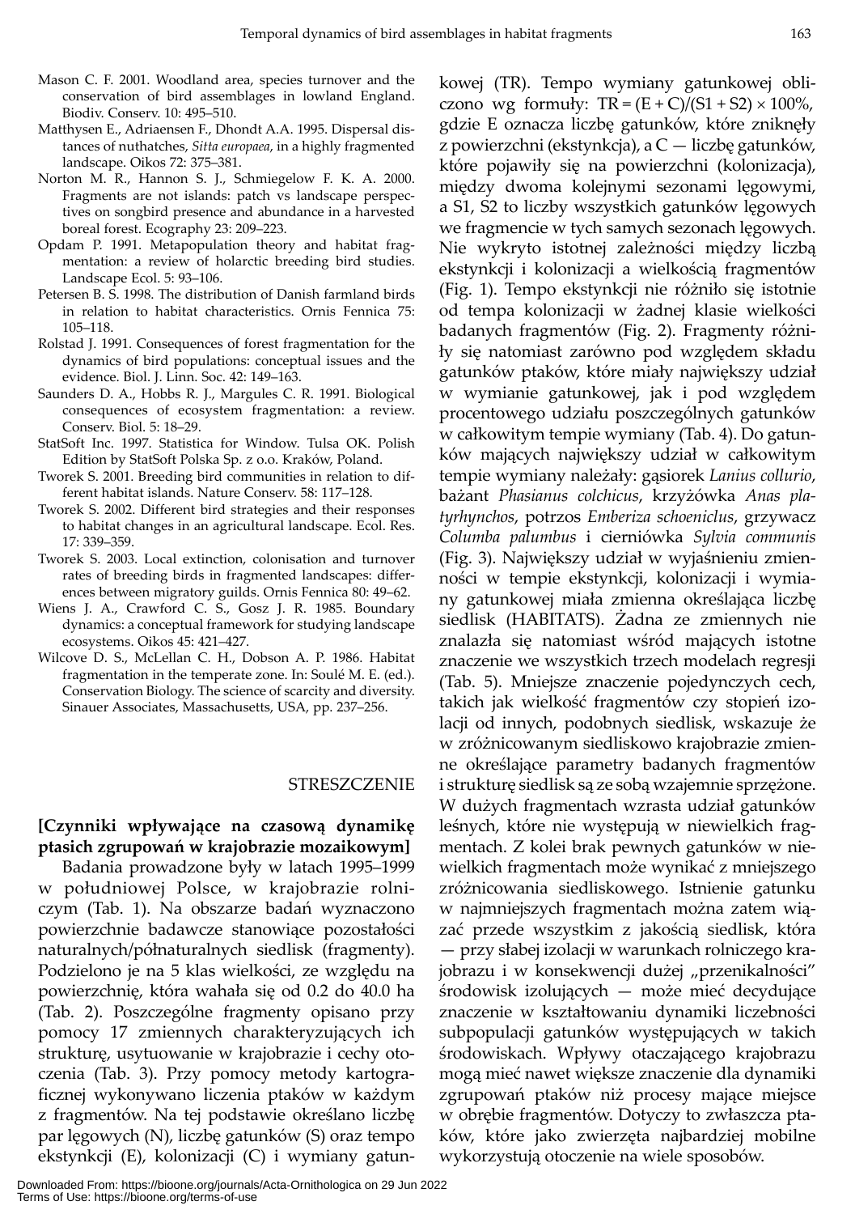Mason C. F. 2001. Woodland area, species turnover and the conservation of bird assemblages in lowland England. Biodiv. Conserv. 10: 495–510.

Matthysen E., Adriaensen F., Dhondt A.A. 1995. Dispersal distances of nuthatches, *Sitta europaea*, in a highly fragmented landscape. Oikos 72: 375–381.

Norton M. R., Hannon S. J., Schmiegelow F. K. A. 2000. Fragments are not islands: patch vs landscape perspectives on songbird presence and abundance in a harvested boreal forest. Ecography 23: 209–223.

Opdam P. 1991. Metapopulation theory and habitat fragmentation: a review of holarctic breeding bird studies. Landscape Ecol. 5: 93–106.

Petersen B. S. 1998. The distribution of Danish farmland birds in relation to habitat characteristics. Ornis Fennica 75: 105–118.

Rolstad J. 1991. Consequences of forest fragmentation for the dynamics of bird populations: conceptual issues and the evidence. Biol. J. Linn. Soc. 42: 149–163.

Saunders D. A., Hobbs R. J., Margules C. R. 1991. Biological consequences of ecosystem fragmentation: a review. Conserv. Biol. 5: 18–29.

StatSoft Inc. 1997. Statistica for Window. Tulsa OK. Polish Edition by StatSoft Polska Sp. z o.o. Kraków, Poland.

Tworek S. 2001. Breeding bird communities in relation to different habitat islands. Nature Conserv. 58: 117–128.

Tworek S. 2002. Different bird strategies and their responses to habitat changes in an agricultural landscape. Ecol. Res. 17: 339–359.

Tworek S. 2003. Local extinction, colonisation and turnover rates of breeding birds in fragmented landscapes: differences between migratory guilds. Ornis Fennica 80: 49–62.

Wiens J. A., Crawford C. S., Gosz J. R. 1985. Boundary dynamics: a conceptual framework for studying landscape ecosystems. Oikos 45: 421–427.

Wilcove D. S., McLellan C. H., Dobson A. P. 1986. Habitat fragmentation in the temperate zone. In: Soulé M. E. (ed.). Conservation Biology. The science of scarcity and diversity. Sinauer Associates, Massachusetts, USA, pp. 237–256.

## STRESZCZENIE

**[Czynniki wpływające na czasową dynamikę ptasich zgrupowań w krajobrazie mozaikowym]**

Badania prowadzone były w latach 1995–1999 w południowej Polsce, w krajobrazie rolniczym (Tab. 1). Na obszarze badań wyznaczono powierzchnie badawcze stanowiące pozostałości naturalnych/półnaturalnych siedlisk (fragmenty). Podzielono je na 5 klas wielkości, ze względu na powierzchnię, która wahała się od 0.2 do 40.0 ha (Tab. 2). Poszczególne fragmenty opisano przy pomocy 17 zmiennych charakteryzujących ich strukturę, usytuowanie w krajobrazie i cechy otoczenia (Tab. 3). Przy pomocy metody kartograficznej wykonywano liczenia ptaków w każdym z fragmentów. Na tej podstawie określano liczbę par lęgowych (N), liczbę gatunków (S) oraz tempo ekstynkcji (E), kolonizacji (C) i wymiany gatunkowej (TR). Tempo wymiany gatunkowej obliczono wg formuły: $TR = (E + C)/(S1 + S2) \times 100\%$, gdzie E oznacza liczbę gatunków, które zniknęły z powierzchni (ekstynkcja), a C — liczbę gatunków, które pojawiły się na powierzchni (kolonizacja), między dwoma kolejnymi sezonami lęgowymi, a S1, S2 to liczby wszystkich gatunków lęgowych we fragmencie w tych samych sezonach lęgowych. Nie wykryto istotnej zależności między liczbą ekstynkcji i kolonizacji a wielkością fragmentów (Fig. 1). Tempo ekstynkcji nie różniło się istotnie od tempa kolonizacji w żadnej klasie wielkości badanych fragmentów (Fig. 2). Fragmenty różniły się natomiast zarówno pod względem składu gatunków ptaków, które miały największy udział w wymianie gatunkowej, jak i pod względem procentowego udziału poszczególnych gatunków w całkowitym tempie wymiany (Tab. 4). Do gatunków mających największy udział w całkowitym tempie wymiany należały: gąsiorek *Lanius collurio*, bażant *Phasianus colchicus*, krzyżówka *Anas platyrhynchos*, potrzos *Emberiza schoeniclus*, grzywacz *Columba palumbus* i cierniówka *Sylvia communis* (Fig. 3). Największy udział w wyjaśnieniu zmienności w tempie ekstynkcji, kolonizacji i wymiany gatunkowej miała zmienna określająca liczbę siedlisk (HABITATS). Żadna ze zmiennych nie znalazła się natomiast wśród mających istotne znaczenie we wszystkich trzech modelach regresji (Tab. 5). Mniejsze znaczenie pojedynczych cech, takich jak wielkość fragmentów czy stopień izolacji od innych, podobnych siedlisk, wskazuje że w zróżnicowanym siedliskowo krajobrazie zmienne określające parametry badanych fragmentów i strukturę siedlisk są ze sobą wzajemnie sprzężone. W dużych fragmentach wzrasta udział gatunków leśnych, które nie występują w niewielkich fragmentach. Z kolei brak pewnych gatunków w niewielkich fragmentach może wynikać z mniejszego zróżnicowania siedliskowego. Istnienie gatunku w najmniejszych fragmentach można zatem wiązać przede wszystkim z jakością siedlisk, która — przy słabej izolacji w warunkach rolniczego krajobrazu i w konsekwencji dużej „przenikalności" środowisk izolujących — może mieć decydujące znaczenie w kształtowaniu dynamiki liczebności subpopulacji gatunków występujących w takich środowiskach. Wpływy otaczającego krajobrazu mogą mieć nawet większe znaczenie dla dynamiki zgrupowań ptaków niż procesy mające miejsce w obrębie fragmentów. Dotyczy to zwłaszcza ptaków, które jako zwierzęta najbardziej mobilne wykorzystują otoczenie na wiele sposobów.